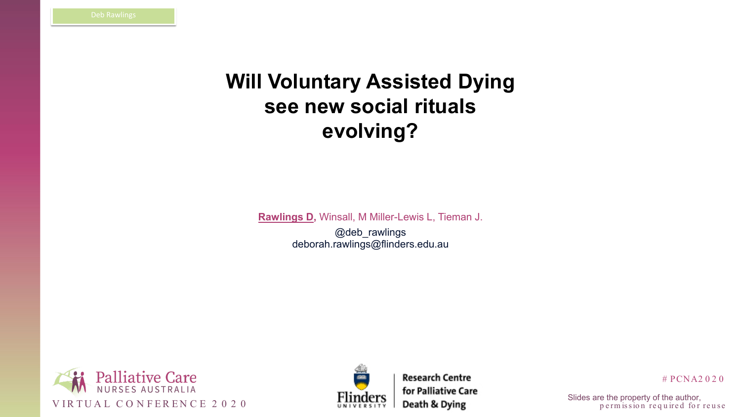# Will Voluntary Assisted Dying see new social rituals evolving?

**Rawlings D**, Winsall, M Miller-Lewis L, Tieman J.

@deb_rawlings
deborah.rawlings@flinders.edu.au

Palliative Care Nurses Australia
VIRTUAL CONFERENCE 2020

Flinders University
Research Centre for Palliative Care Death & Dying

#PCNA2020

Slides are the property of the author, permission required for reuse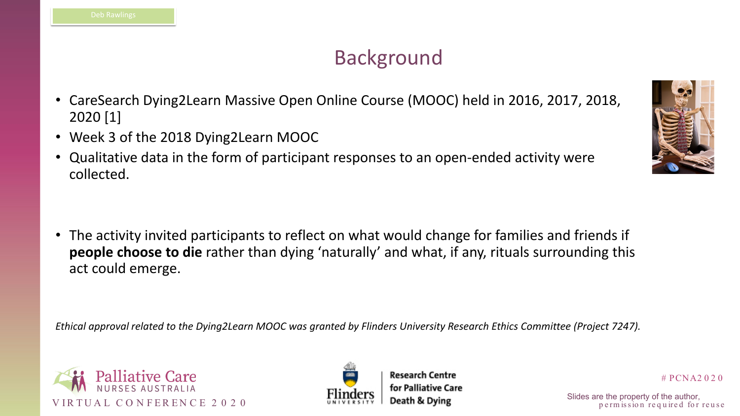# Background

- CareSearch Dying2Learn Massive Open Online Course (MOOC) held in 2016, 2017, 2018, 2020 [1]
- Week 3 of the 2018 Dying2Learn MOOC
- Qualitative data in the form of participant responses to an open-ended activity were collected.

- The activity invited participants to reflect on what would change for families and friends if **people choose to die** rather than dying 'naturally' and what, if any, rituals surrounding this act could emerge.

*Ethical approval related to the Dying2Learn MOOC was granted by Flinders University Research Ethics Committee (Project 7247).*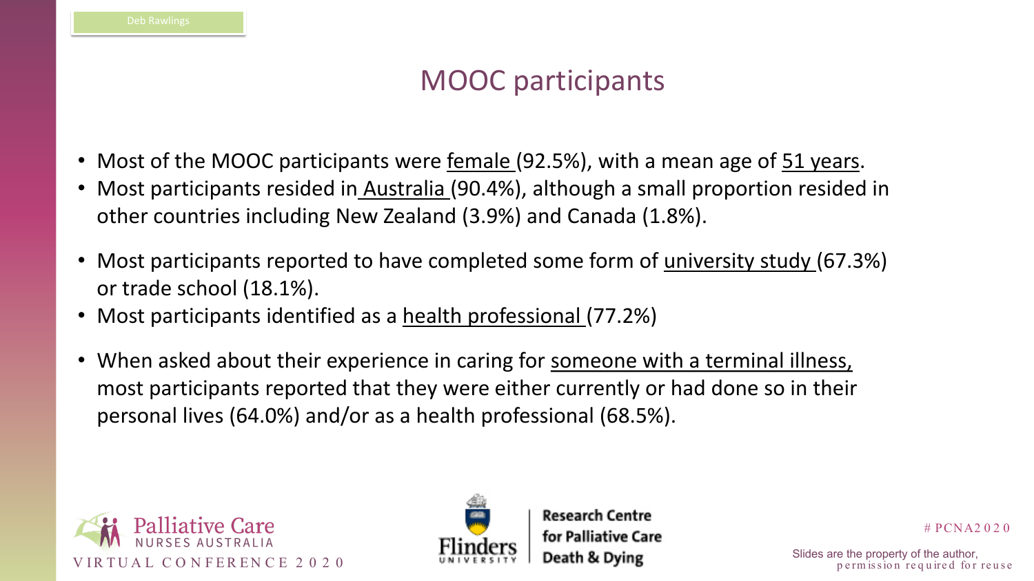## MOOC participants

- Most of the MOOC participants were female (92.5%), with a mean age of 51 years.
- Most participants resided in Australia (90.4%), although a small proportion resided in other countries including New Zealand (3.9%) and Canada (1.8%).
- Most participants reported to have completed some form of university study (67.3%) or trade school (18.1%).
- Most participants identified as a health professional (77.2%)
- When asked about their experience in caring for someone with a terminal illness, most participants reported that they were either currently or had done so in their personal lives (64.0%) and/or as a health professional (68.5%).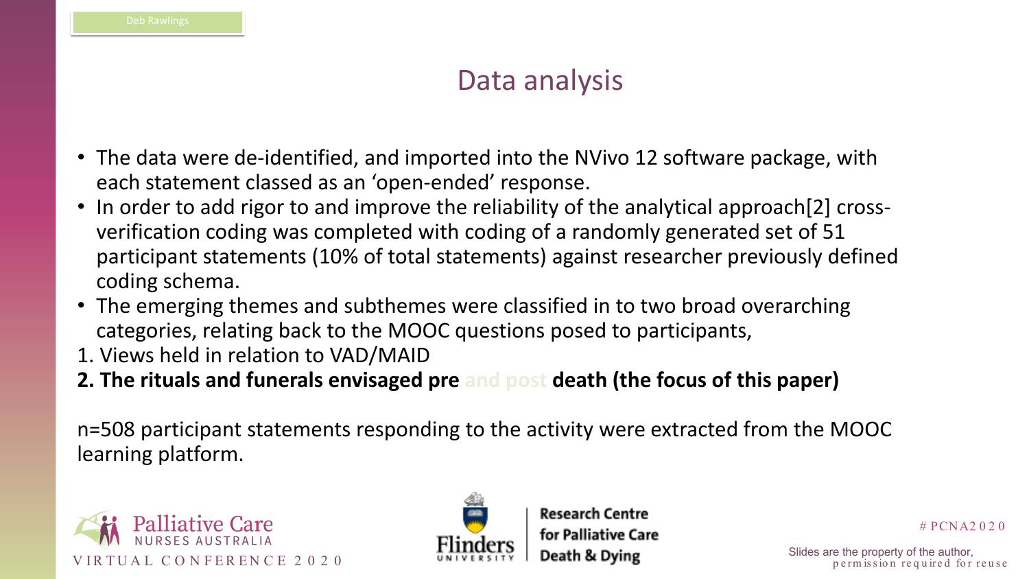## Data analysis

- The data were de-identified, and imported into the NVivo 12 software package, with each statement classed as an 'open-ended' response.
- In order to add rigor to and improve the reliability of the analytical approach[2] cross-verification coding was completed with coding of a randomly generated set of 51 participant statements (10% of total statements) against researcher previously defined coding schema.
- The emerging themes and subthemes were classified in to two broad overarching categories, relating back to the MOOC questions posed to participants,

1. Views held in relation to VAD/MAID
2. **The rituals and funerals envisaged pre** and post **death (the focus of this paper)**

n=508 participant statements responding to the activity were extracted from the MOOC learning platform.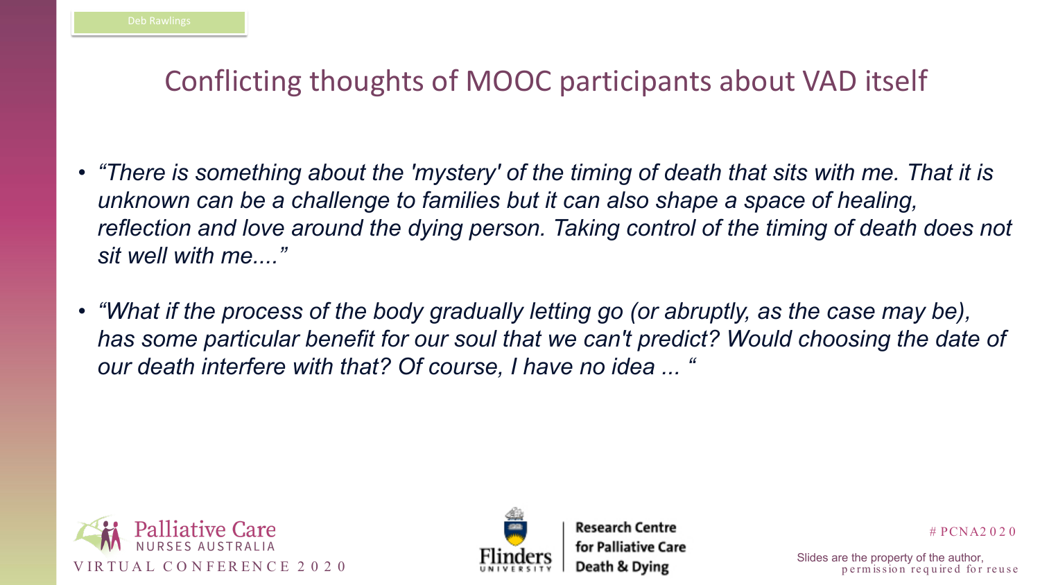# Conflicting thoughts of MOOC participants about VAD itself

- *"There is something about the 'mystery' of the timing of death that sits with me. That it is unknown can be a challenge to families but it can also shape a space of healing, reflection and love around the dying person. Taking control of the timing of death does not sit well with me...."*

- *"What if the process of the body gradually letting go (or abruptly, as the case may be), has some particular benefit for our soul that we can't predict? Would choosing the date of our death interfere with that? Of course, I have no idea ... "*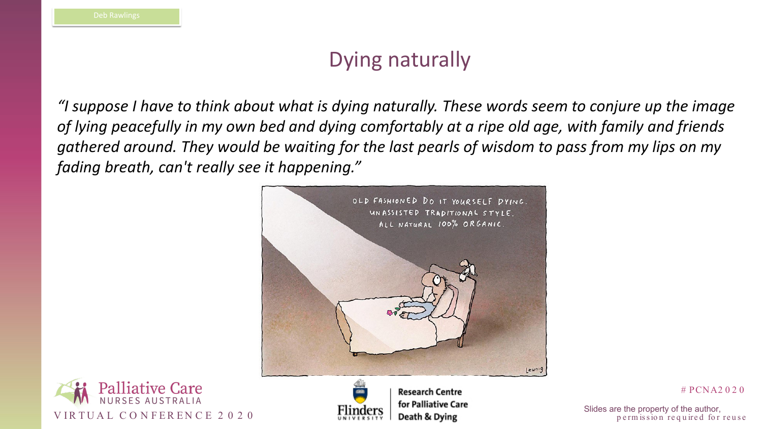# Dying naturally

*"I suppose I have to think about what is dying naturally. These words seem to conjure up the image of lying peacefully in my own bed and dying comfortably at a ripe old age, with family and friends gathered around. They would be waiting for the last pearls of wisdom to pass from my lips on my fading breath, can't really see it happening."*

OLD FASHIONED DO IT YOURSELF DYING.
UNASSISTED TRADITIONAL STYLE.
ALL NATURAL 100% ORGANIC.

Leunig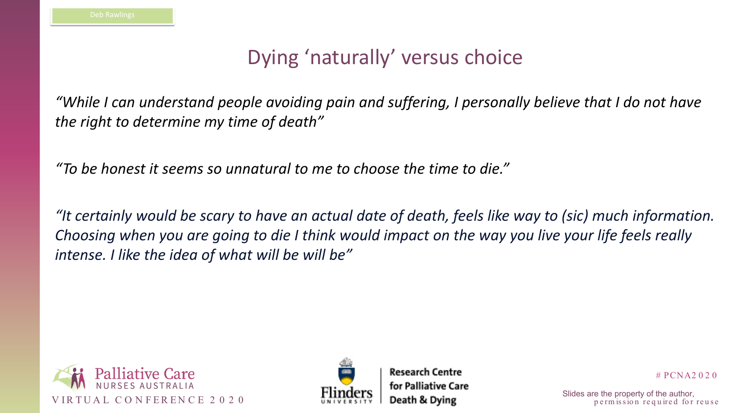# Dying 'naturally' versus choice

*"While I can understand people avoiding pain and suffering, I personally believe that I do not have the right to determine my time of death"*

*"To be honest it seems so unnatural to me to choose the time to die."*

*"It certainly would be scary to have an actual date of death, feels like way to (sic) much information. Choosing when you are going to die I think would impact on the way you live your life feels really intense. I like the idea of what will be will be"*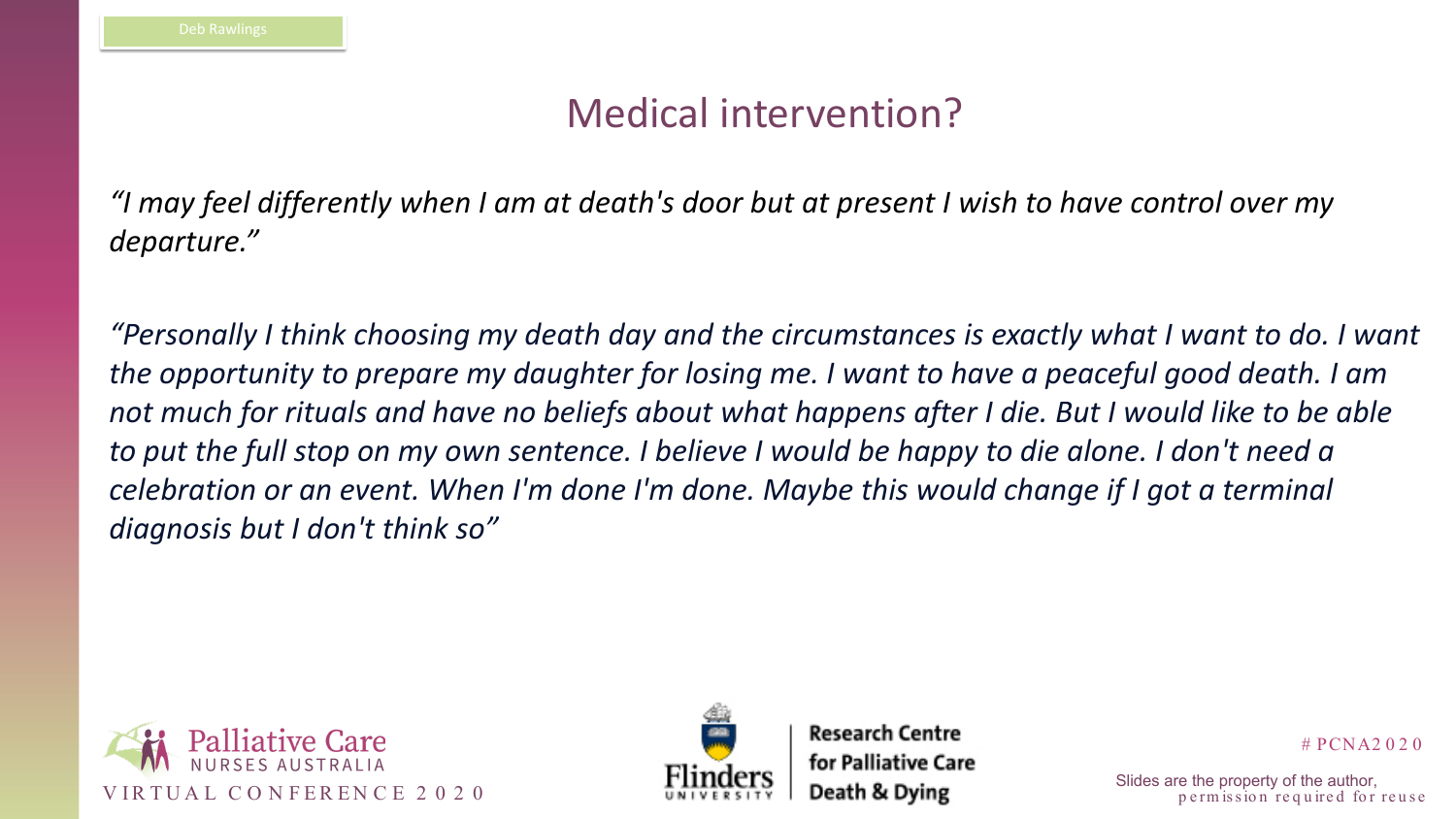# Medical intervention?

*“I may feel differently when I am at death's door but at present I wish to have control over my departure.”*

*“Personally I think choosing my death day and the circumstances is exactly what I want to do. I want the opportunity to prepare my daughter for losing me. I want to have a peaceful good death. I am not much for rituals and have no beliefs about what happens after I die. But I would like to be able to put the full stop on my own sentence. I believe I would be happy to die alone. I don't need a celebration or an event. When I'm done I'm done. Maybe this would change if I got a terminal diagnosis but I don't think so”*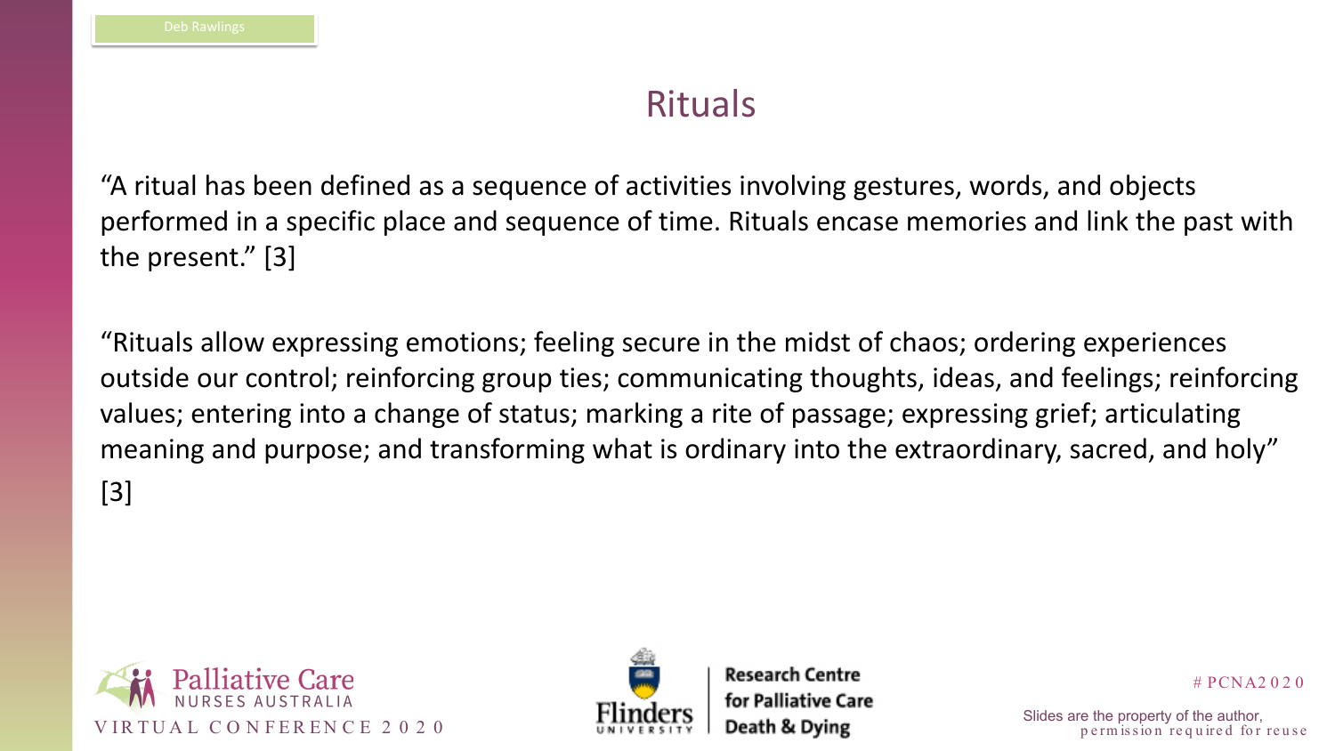# Rituals

"A ritual has been defined as a sequence of activities involving gestures, words, and objects performed in a specific place and sequence of time. Rituals encase memories and link the past with the present." [3]

"Rituals allow expressing emotions; feeling secure in the midst of chaos; ordering experiences outside our control; reinforcing group ties; communicating thoughts, ideas, and feelings; reinforcing values; entering into a change of status; marking a rite of passage; expressing grief; articulating meaning and purpose; and transforming what is ordinary into the extraordinary, sacred, and holy" [3]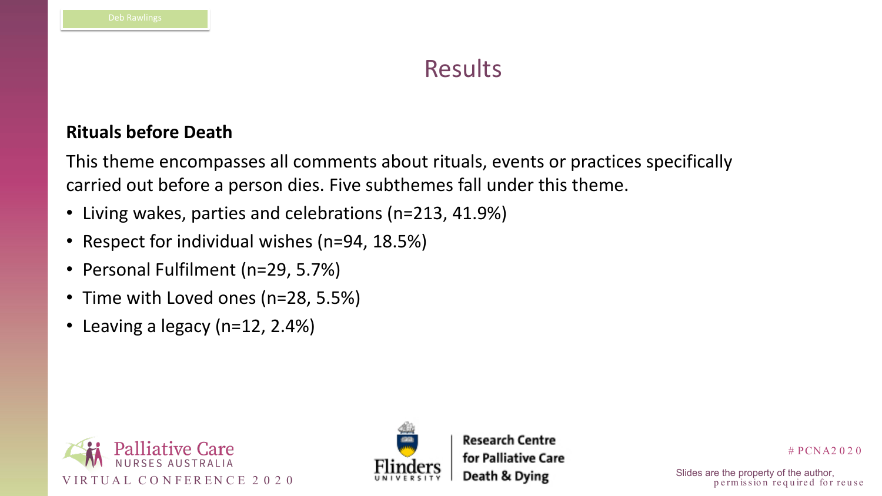# Results

**Rituals before Death**

This theme encompasses all comments about rituals, events or practices specifically carried out before a person dies. Five subthemes fall under this theme.

- Living wakes, parties and celebrations (n=213, 41.9%)
- Respect for individual wishes (n=94, 18.5%)
- Personal Fulfilment (n=29, 5.7%)
- Time with Loved ones (n=28, 5.5%)
- Leaving a legacy (n=12, 2.4%)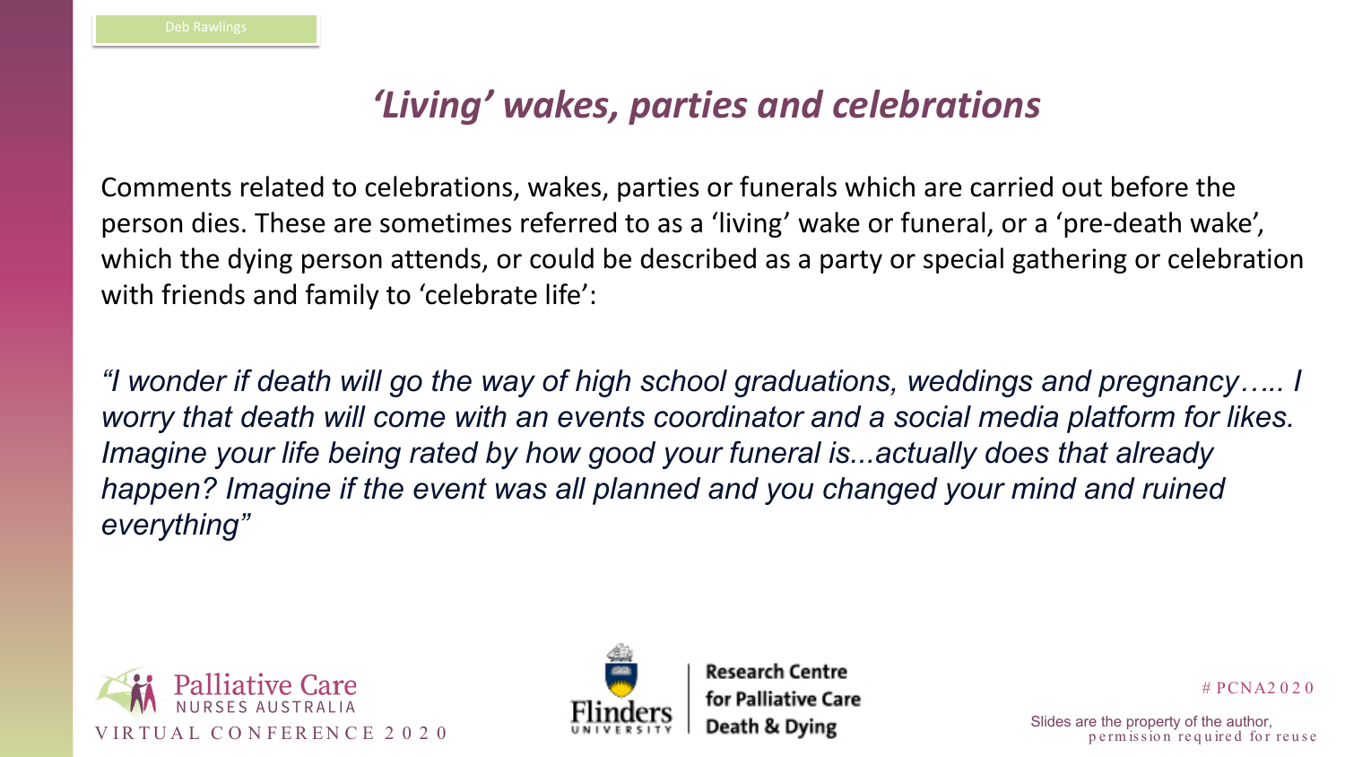# *'Living' wakes, parties and celebrations*

Comments related to celebrations, wakes, parties or funerals which are carried out before the person dies. These are sometimes referred to as a 'living' wake or funeral, or a 'pre-death wake', which the dying person attends, or could be described as a party or special gathering or celebration with friends and family to 'celebrate life':

*"I wonder if death will go the way of high school graduations, weddings and pregnancy….. I worry that death will come with an events coordinator and a social media platform for likes. Imagine your life being rated by how good your funeral is...actually does that already happen? Imagine if the event was all planned and you changed your mind and ruined everything"*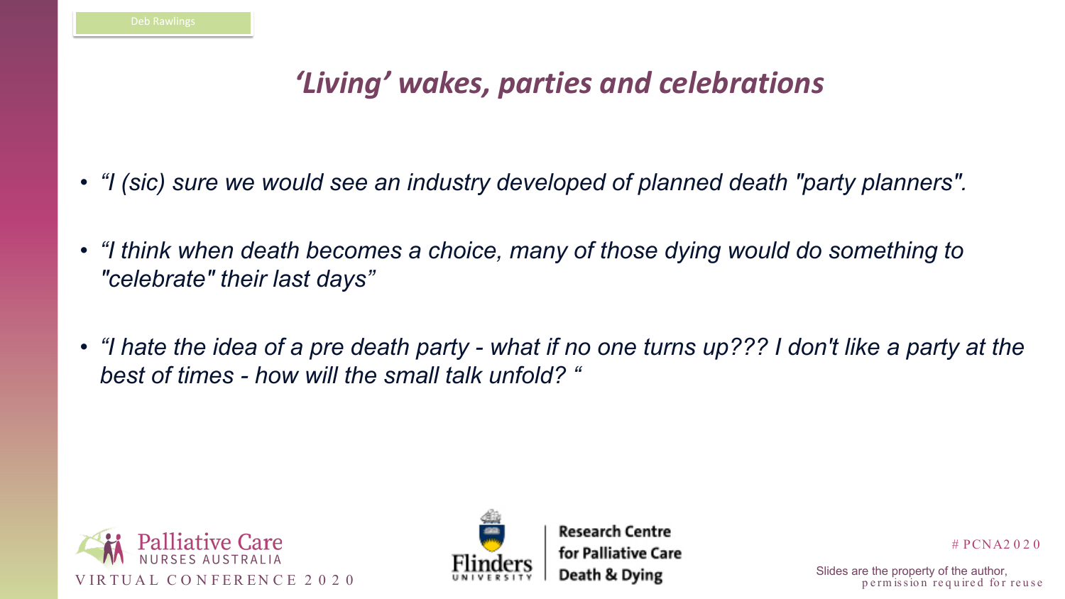## *'Living' wakes, parties and celebrations*

- *"I (sic) sure we would see an industry developed of planned death "party planners".*
- *"I think when death becomes a choice, many of those dying would do something to "celebrate" their last days"*
- *"I hate the idea of a pre death party - what if no one turns up??? I don't like a party at the best of times - how will the small talk unfold? "*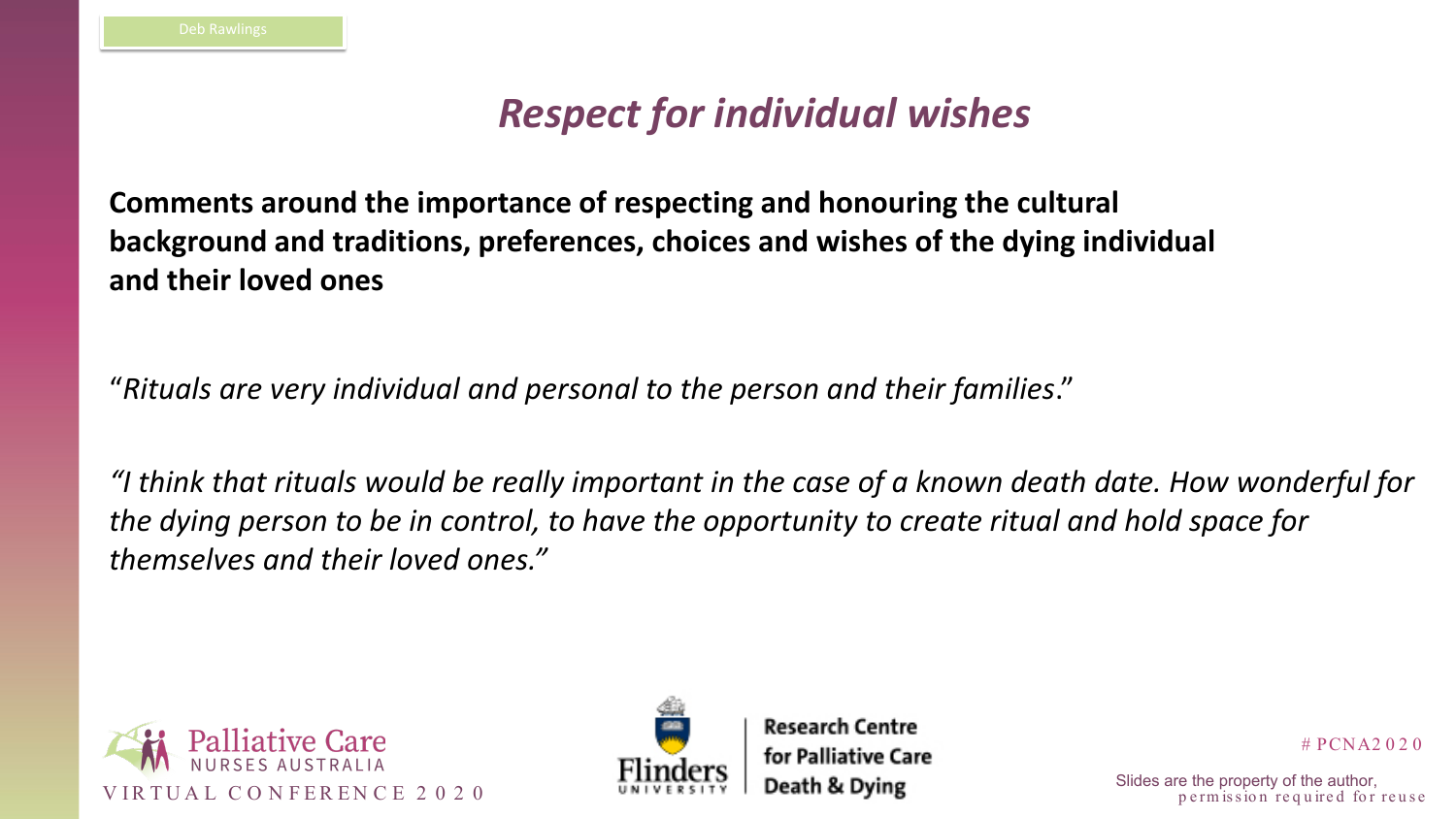## *Respect for individual wishes*

**Comments around the importance of respecting and honouring the cultural background and traditions, preferences, choices and wishes of the dying individual and their loved ones**

"*Rituals are very individual and personal to the person and their families*."

*"I think that rituals would be really important in the case of a known death date. How wonderful for the dying person to be in control, to have the opportunity to create ritual and hold space for themselves and their loved ones."*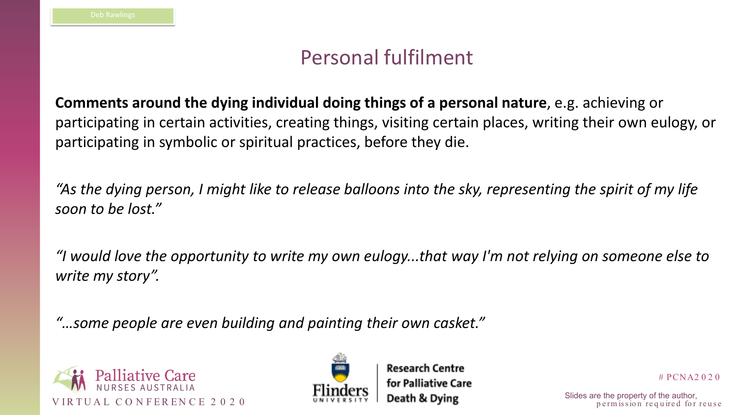# Personal fulfilment

**Comments around the dying individual doing things of a personal nature**, e.g. achieving or participating in certain activities, creating things, visiting certain places, writing their own eulogy, or participating in symbolic or spiritual practices, before they die.

*"As the dying person, I might like to release balloons into the sky, representing the spirit of my life soon to be lost."*

*"I would love the opportunity to write my own eulogy...that way I'm not relying on someone else to write my story".*

*"…some people are even building and painting their own casket."*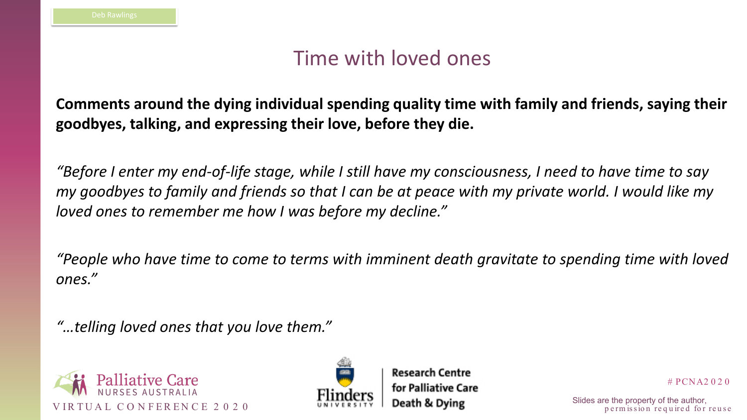# Time with loved ones

**Comments around the dying individual spending quality time with family and friends, saying their goodbyes, talking, and expressing their love, before they die.**

*"Before I enter my end-of-life stage, while I still have my consciousness, I need to have time to say my goodbyes to family and friends so that I can be at peace with my private world. I would like my loved ones to remember me how I was before my decline."*

*"People who have time to come to terms with imminent death gravitate to spending time with loved ones."*

*"…telling loved ones that you love them."*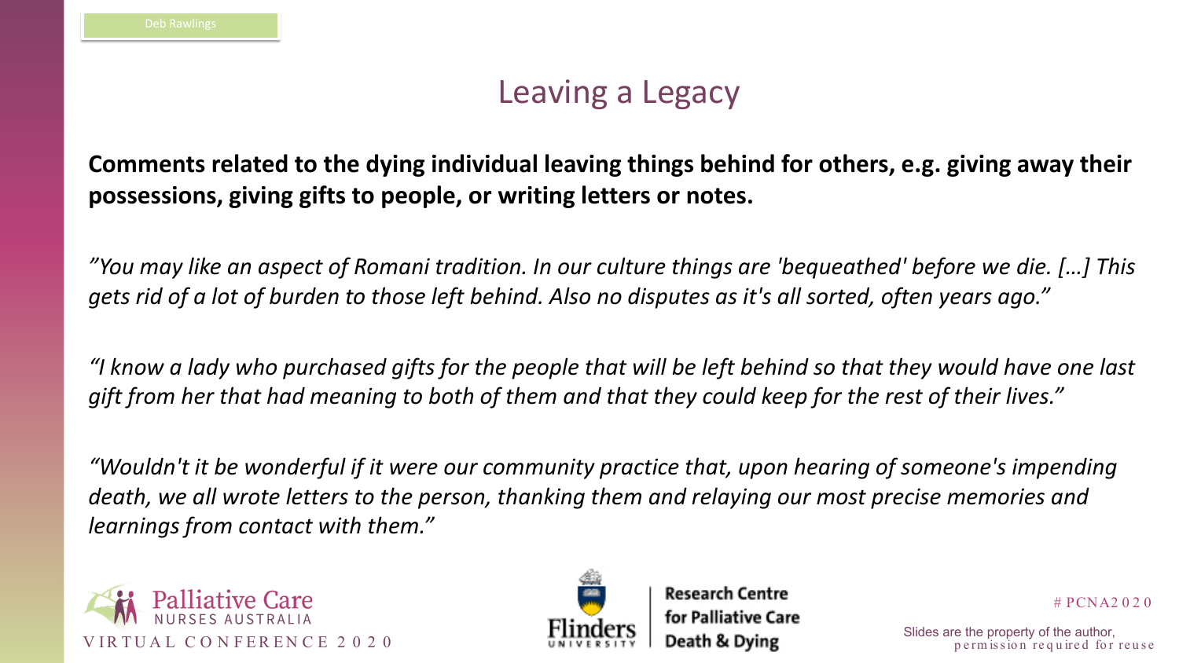# Leaving a Legacy

**Comments related to the dying individual leaving things behind for others, e.g. giving away their possessions, giving gifts to people, or writing letters or notes.**

*"You may like an aspect of Romani tradition. In our culture things are 'bequeathed' before we die. […] This gets rid of a lot of burden to those left behind. Also no disputes as it's all sorted, often years ago."*

*"I know a lady who purchased gifts for the people that will be left behind so that they would have one last gift from her that had meaning to both of them and that they could keep for the rest of their lives."*

*"Wouldn't it be wonderful if it were our community practice that, upon hearing of someone's impending death, we all wrote letters to the person, thanking them and relaying our most precise memories and learnings from contact with them."*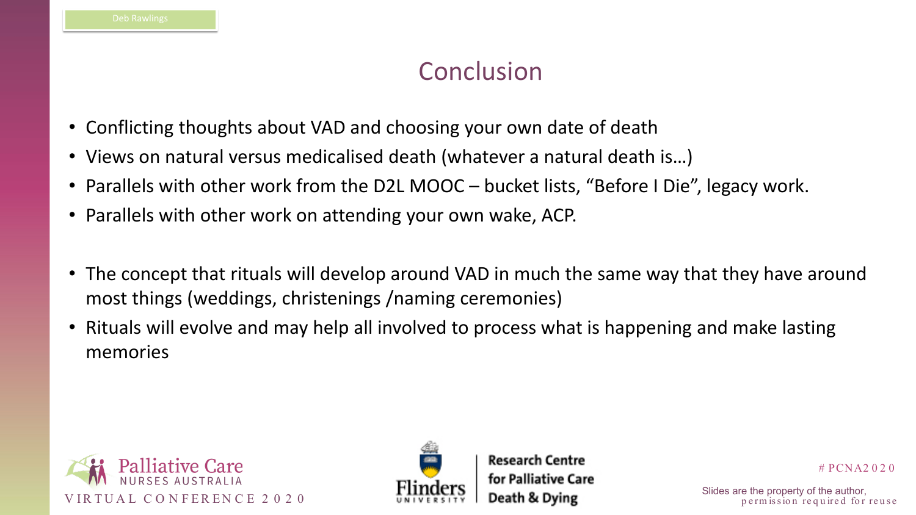# Conclusion

- Conflicting thoughts about VAD and choosing your own date of death
- Views on natural versus medicalised death (whatever a natural death is…)
- Parallels with other work from the D2L MOOC – bucket lists, “Before I Die”, legacy work.
- Parallels with other work on attending your own wake, ACP.

- The concept that rituals will develop around VAD in much the same way that they have around most things (weddings, christenings /naming ceremonies)
- Rituals will evolve and may help all involved to process what is happening and make lasting memories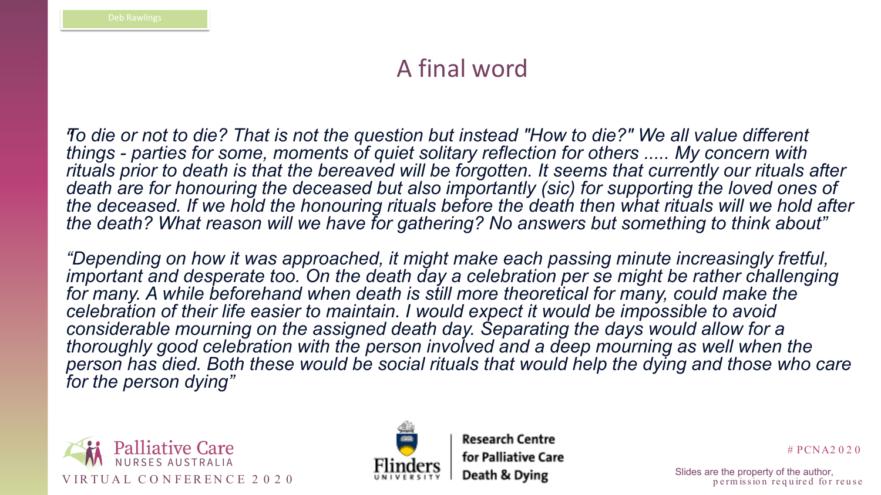# A final word

*"To die or not to die? That is not the question but instead "How to die?" We all value different things - parties for some, moments of quiet solitary reflection for others ..... My concern with rituals prior to death is that the bereaved will be forgotten. It seems that currently our rituals after death are for honouring the deceased but also importantly (sic) for supporting the loved ones of the deceased. If we hold the honouring rituals before the death then what rituals will we hold after the death? What reason will we have for gathering? No answers but something to think about"*

*"Depending on how it was approached, it might make each passing minute increasingly fretful, important and desperate too. On the death day a celebration per se might be rather challenging for many. A while beforehand when death is still more theoretical for many, could make the celebration of their life easier to maintain. I would expect it would be impossible to avoid considerable mourning on the assigned death day. Separating the days would allow for a thoroughly good celebration with the person involved and a deep mourning as well when the person has died. Both these would be social rituals that would help the dying and those who care for the person dying"*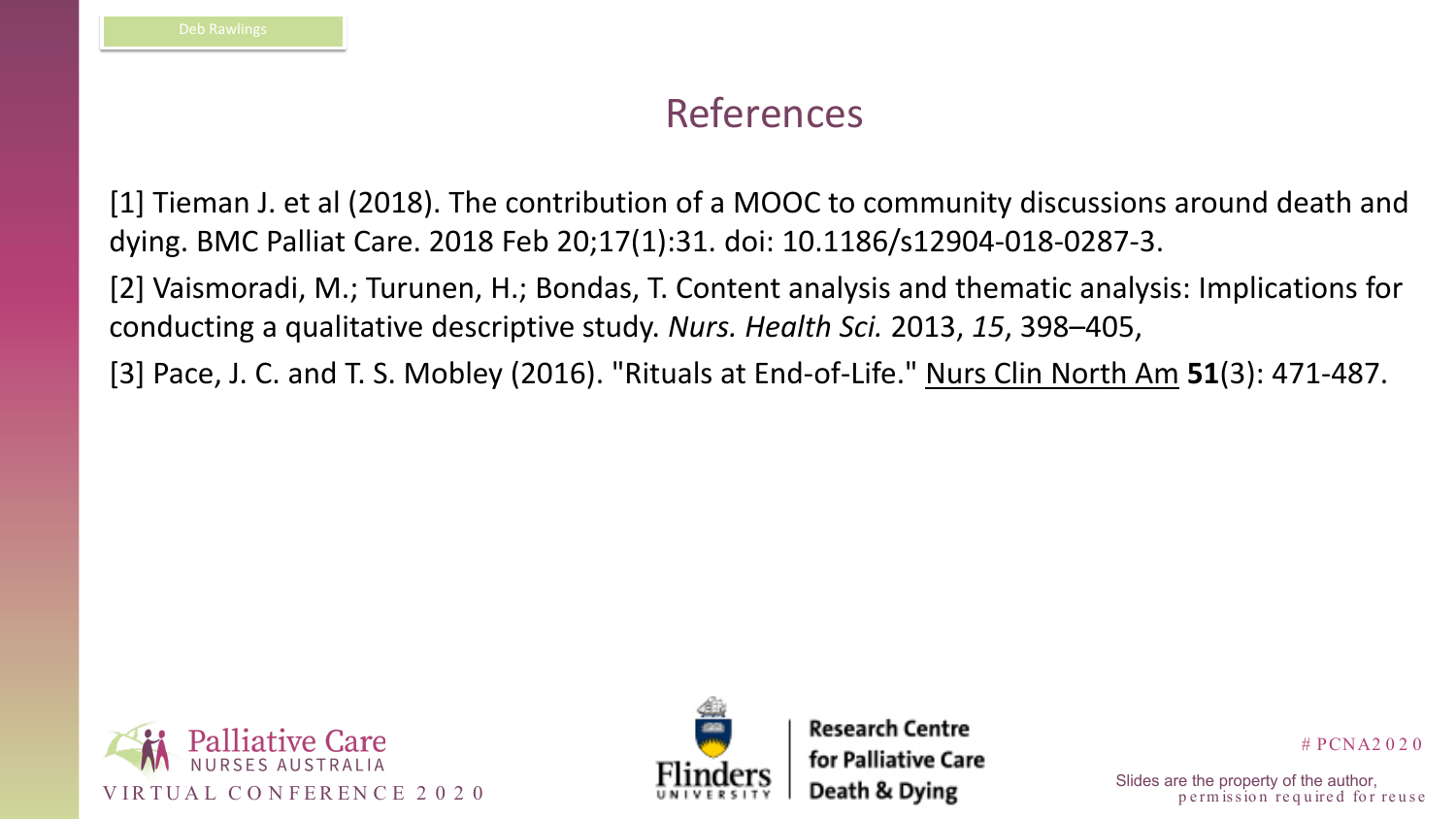# References

[1] Tieman J. et al (2018). The contribution of a MOOC to community discussions around death and dying. BMC Palliat Care. 2018 Feb 20;17(1):31. doi: 10.1186/s12904-018-0287-3.

[2] Vaismoradi, M.; Turunen, H.; Bondas, T. Content analysis and thematic analysis: Implications for conducting a qualitative descriptive study. *Nurs. Health Sci.* 2013, *15*, 398–405,

[3] Pace, J. C. and T. S. Mobley (2016). "Rituals at End-of-Life." Nurs Clin North Am **51**(3): 471-487.